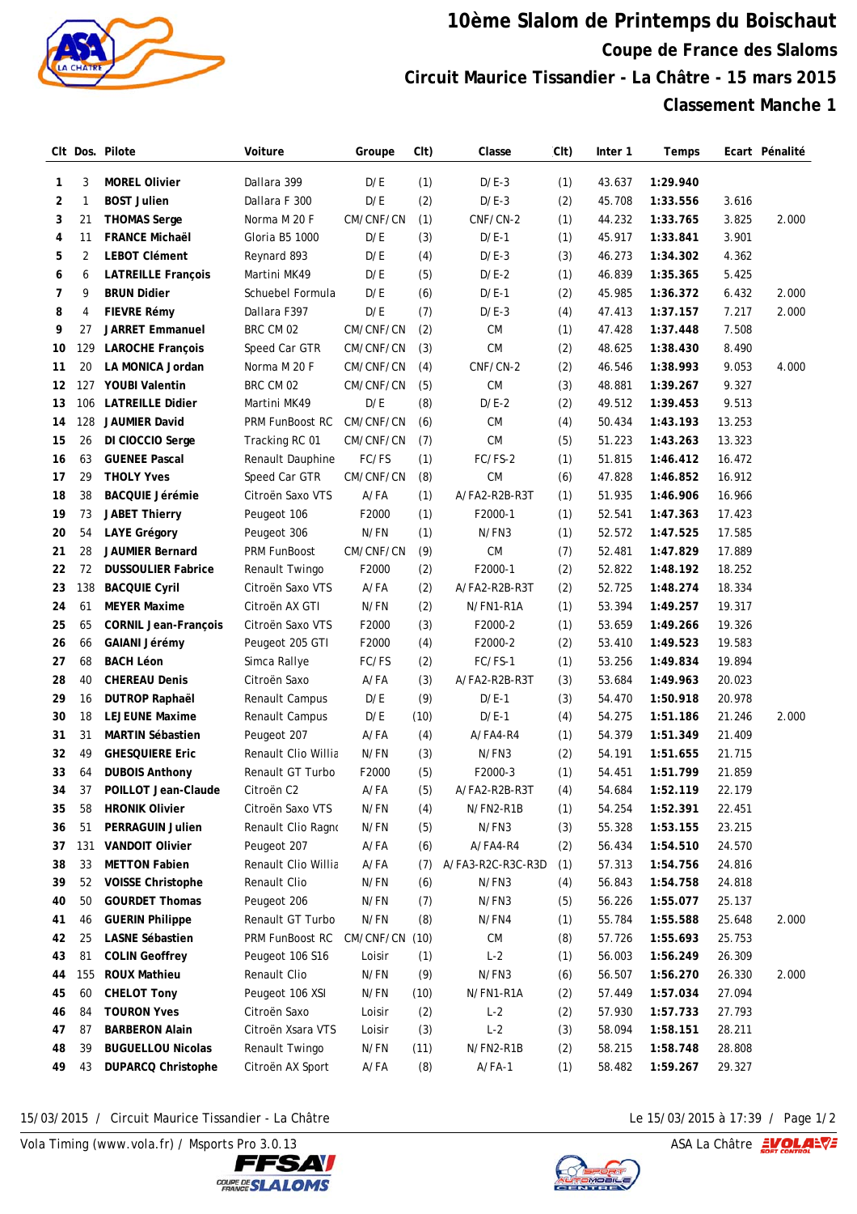# 10ème Slalom de Printemps du Boischaut

## Coupe de France des Slaloms

## Circuit Maurice Tissandier - La Châtre - 15 mars 2015

## Classement Manche 1

| Clt | Dos. | Pilote | Voiture | Groupe | Clt) | Classe | Clt) | Inter 1 | Temps | Ecart | Pénalité |
|---|---|---|---|---|---|---|---|---|---|---|---|
| 1 | 3 | **MOREL Olivier** | Dallara 399 | D/E | (1) | D/E-3 | (1) | 43.637 | **1:29.940** | | |
| 2 | 1 | **BOST Julien** | Dallara F 300 | D/E | (2) | D/E-3 | (2) | 45.708 | **1:33.556** | 3.616 | |
| 3 | 21 | **THOMAS Serge** | Norma M 20 F | CM/CNF/CN | (1) | CNF/CN-2 | (1) | 44.232 | **1:33.765** | 3.825 | 2.000 |
| 4 | 11 | **FRANCE Michaël** | Gloria B5 1000 | D/E | (3) | D/E-1 | (1) | 45.917 | **1:33.841** | 3.901 | |
| 5 | 2 | **LEBOT Clément** | Reynard 893 | D/E | (4) | D/E-3 | (3) | 46.273 | **1:34.302** | 4.362 | |
| 6 | 6 | **LATREILLE François** | Martini MK49 | D/E | (5) | D/E-2 | (1) | 46.839 | **1:35.365** | 5.425 | |
| 7 | 9 | **BRUN Didier** | Schuebel Formula | D/E | (6) | D/E-1 | (2) | 45.985 | **1:36.372** | 6.432 | 2.000 |
| 8 | 4 | **FIEVRE Rémy** | Dallara F397 | D/E | (7) | D/E-3 | (4) | 47.413 | **1:37.157** | 7.217 | 2.000 |
| 9 | 27 | **JARRET Emmanuel** | BRC CM 02 | CM/CNF/CN | (2) | CM | (1) | 47.428 | **1:37.448** | 7.508 | |
| 10 | 129 | **LAROCHE François** | Speed Car GTR | CM/CNF/CN | (3) | CM | (2) | 48.625 | **1:38.430** | 8.490 | |
| 11 | 20 | **LA MONICA Jordan** | Norma M 20 F | CM/CNF/CN | (4) | CNF/CN-2 | (2) | 46.546 | **1:38.993** | 9.053 | 4.000 |
| 12 | 127 | **YOUBI Valentin** | BRC CM 02 | CM/CNF/CN | (5) | CM | (3) | 48.881 | **1:39.267** | 9.327 | |
| 13 | 106 | **LATREILLE Didier** | Martini MK49 | D/E | (8) | D/E-2 | (2) | 49.512 | **1:39.453** | 9.513 | |
| 14 | 128 | **JAUMIER David** | PRM FunBoost RC | CM/CNF/CN | (6) | CM | (4) | 50.434 | **1:43.193** | 13.253 | |
| 15 | 26 | **DI CIOCCIO Serge** | Tracking RC 01 | CM/CNF/CN | (7) | CM | (5) | 51.223 | **1:43.263** | 13.323 | |
| 16 | 63 | **GUENEE Pascal** | Renault Dauphine | FC/FS | (1) | FC/FS-2 | (1) | 51.815 | **1:46.412** | 16.472 | |
| 17 | 29 | **THOLY Yves** | Speed Car GTR | CM/CNF/CN | (8) | CM | (6) | 47.828 | **1:46.852** | 16.912 | |
| 18 | 38 | **BACQUIE Jérémie** | Citroën Saxo VTS | A/FA | (1) | A/FA2-R2B-R3T | (1) | 51.935 | **1:46.906** | 16.966 | |
| 19 | 73 | **JABET Thierry** | Peugeot 106 | F2000 | (1) | F2000-1 | (1) | 52.541 | **1:47.363** | 17.423 | |
| 20 | 54 | **LAYE Grégory** | Peugeot 306 | N/FN | (1) | N/FN3 | (1) | 52.572 | **1:47.525** | 17.585 | |
| 21 | 28 | **JAUMIER Bernard** | PRM FunBoost | CM/CNF/CN | (9) | CM | (7) | 52.481 | **1:47.829** | 17.889 | |
| 22 | 72 | **DUSSOULIER Fabrice** | Renault Twingo | F2000 | (2) | F2000-1 | (2) | 52.822 | **1:48.192** | 18.252 | |
| 23 | 138 | **BACQUIE Cyril** | Citroën Saxo VTS | A/FA | (2) | A/FA2-R2B-R3T | (2) | 52.725 | **1:48.274** | 18.334 | |
| 24 | 61 | **MEYER Maxime** | Citroën AX GTI | N/FN | (2) | N/FN1-R1A | (1) | 53.394 | **1:49.257** | 19.317 | |
| 25 | 65 | **CORNIL Jean-François** | Citroën Saxo VTS | F2000 | (3) | F2000-2 | (1) | 53.659 | **1:49.266** | 19.326 | |
| 26 | 66 | **GAIANI Jérémy** | Peugeot 205 GTI | F2000 | (4) | F2000-2 | (2) | 53.410 | **1:49.523** | 19.583 | |
| 27 | 68 | **BACH Léon** | Simca Rallye | FC/FS | (2) | FC/FS-1 | (1) | 53.256 | **1:49.834** | 19.894 | |
| 28 | 40 | **CHEREAU Denis** | Citroën Saxo | A/FA | (3) | A/FA2-R2B-R3T | (3) | 53.684 | **1:49.963** | 20.023 | |
| 29 | 16 | **DUTROP Raphaël** | Renault Campus | D/E | (9) | D/E-1 | (3) | 54.470 | **1:50.918** | 20.978 | |
| 30 | 18 | **LEJEUNE Maxime** | Renault Campus | D/E | (10) | D/E-1 | (4) | 54.275 | **1:51.186** | 21.246 | 2.000 |
| 31 | 31 | **MARTIN Sébastien** | Peugeot 207 | A/FA | (4) | A/FA4-R4 | (1) | 54.379 | **1:51.349** | 21.409 | |
| 32 | 49 | **GHESQUIERE Eric** | Renault Clio Willia | N/FN | (3) | N/FN3 | (2) | 54.191 | **1:51.655** | 21.715 | |
| 33 | 64 | **DUBOIS Anthony** | Renault GT Turbo | F2000 | (5) | F2000-3 | (1) | 54.451 | **1:51.799** | 21.859 | |
| 34 | 37 | **POILLOT Jean-Claude** | Citroën C2 | A/FA | (5) | A/FA2-R2B-R3T | (4) | 54.684 | **1:52.119** | 22.179 | |
| 35 | 58 | **HRONIK Olivier** | Citroën Saxo VTS | N/FN | (4) | N/FN2-R1B | (1) | 54.254 | **1:52.391** | 22.451 | |
| 36 | 51 | **PERRAGUIN Julien** | Renault Clio Ragnc | N/FN | (5) | N/FN3 | (3) | 55.328 | **1:53.155** | 23.215 | |
| 37 | 131 | **VANDOIT Olivier** | Peugeot 207 | A/FA | (6) | A/FA4-R4 | (2) | 56.434 | **1:54.510** | 24.570 | |
| 38 | 33 | **METTON Fabien** | Renault Clio Willia | A/FA | (7) | A/FA3-R2C-R3C-R3D | (1) | 57.313 | **1:54.756** | 24.816 | |
| 39 | 52 | **VOISSE Christophe** | Renault Clio | N/FN | (6) | N/FN3 | (4) | 56.843 | **1:54.758** | 24.818 | |
| 40 | 50 | **GOURDET Thomas** | Peugeot 206 | N/FN | (7) | N/FN3 | (5) | 56.226 | **1:55.077** | 25.137 | |
| 41 | 46 | **GUERIN Philippe** | Renault GT Turbo | N/FN | (8) | N/FN4 | (1) | 55.784 | **1:55.588** | 25.648 | 2.000 |
| 42 | 25 | **LASNE Sébastien** | PRM FunBoost RC | CM/CNF/CN | (10) | CM | (8) | 57.726 | **1:55.693** | 25.753 | |
| 43 | 81 | **COLIN Geoffrey** | Peugeot 106 S16 | Loisir | (1) | L-2 | (1) | 56.003 | **1:56.249** | 26.309 | |
| 44 | 155 | **ROUX Mathieu** | Renault Clio | N/FN | (9) | N/FN3 | (6) | 56.507 | **1:56.270** | 26.330 | 2.000 |
| 45 | 60 | **CHELOT Tony** | Peugeot 106 XSI | N/FN | (10) | N/FN1-R1A | (2) | 57.449 | **1:57.034** | 27.094 | |
| 46 | 84 | **TOURON Yves** | Citroën Saxo | Loisir | (2) | L-2 | (2) | 57.930 | **1:57.733** | 27.793 | |
| 47 | 87 | **BARBERON Alain** | Citroën Xsara VTS | Loisir | (3) | L-2 | (3) | 58.094 | **1:58.151** | 28.211 | |
| 48 | 39 | **BUGUELLOU Nicolas** | Renault Twingo | N/FN | (11) | N/FN2-R1B | (2) | 58.215 | **1:58.748** | 28.808 | |
| 49 | 43 | **DUPARCQ Christophe** | Citroën AX Sport | A/FA | (8) | A/FA-1 | (1) | 58.482 | **1:59.267** | 29.327 | |

15/03/2015 / Circuit Maurice Tissandier - La Châtre — Le 15/03/2015 à 17:39

Vola Timing (www.vola.fr) / Msports Pro 3.0.13 — ASA La Châtre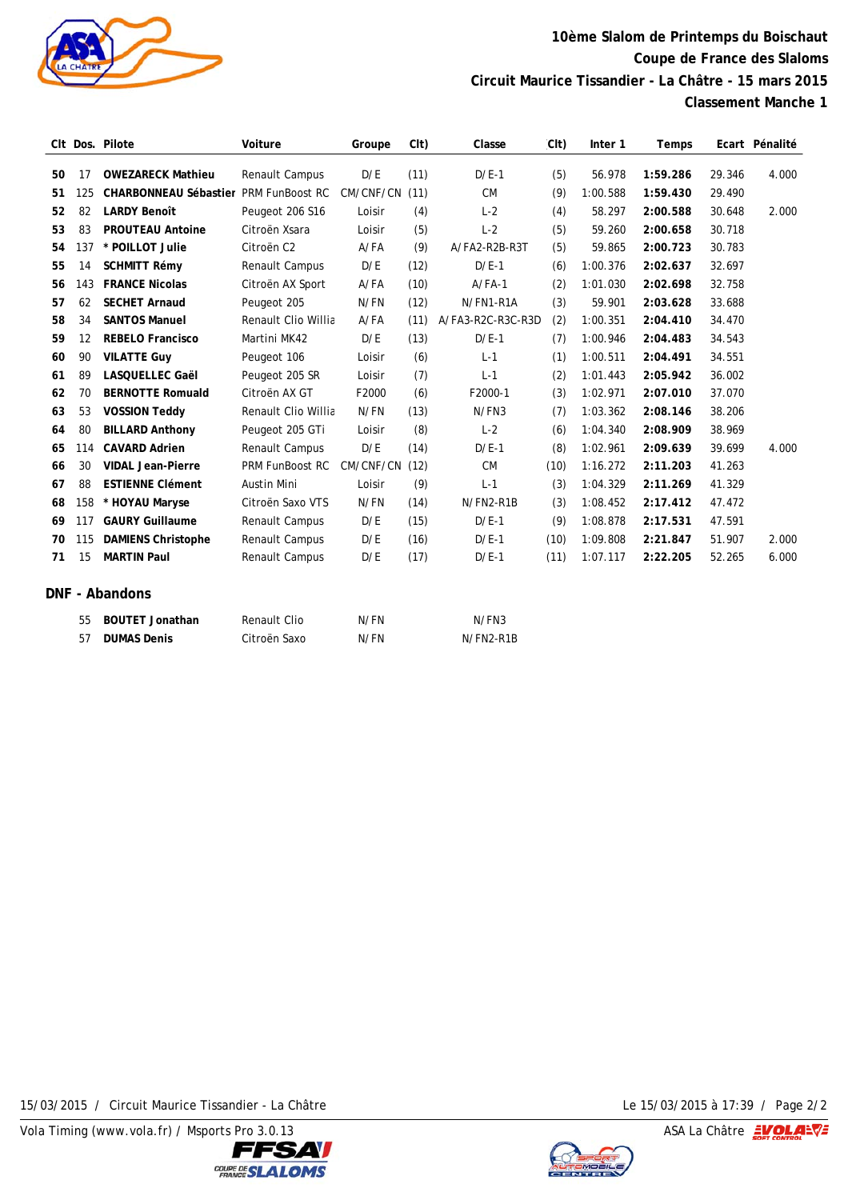# 10ème Slalom de Printemps du Boischaut

## Coupe de France des Slaloms

## Circuit Maurice Tissandier - La Châtre - 15 mars 2015

## Classement Manche 1

| Clt | Dos. | Pilote | Voiture | Groupe | Clt) | Classe | Clt) | Inter 1 | Temps | Ecart | Pénalité |
|---|---|---|---|---|---|---|---|---|---|---|---|
| **50** | 17 | **OWEZARECK Mathieu** | Renault Campus | D/E | (11) | D/E-1 | (5) | 56.978 | **1:59.286** | 29.346 | 4.000 |
| **51** | 125 | **CHARBONNEAU Sébastien** | PRM FunBoost RC | CM/CNF/CN | (11) | CM | (9) | 1:00.588 | **1:59.430** | 29.490 | |
| **52** | 82 | **LARDY Benoît** | Peugeot 206 S16 | Loisir | (4) | L-2 | (4) | 58.297 | **2:00.588** | 30.648 | 2.000 |
| **53** | 83 | **PROUTEAU Antoine** | Citroën Xsara | Loisir | (5) | L-2 | (5) | 59.260 | **2:00.658** | 30.718 | |
| **54** | 137 | *** POILLOT Julie** | Citroën C2 | A/FA | (9) | A/FA2-R2B-R3T | (5) | 59.865 | **2:00.723** | 30.783 | |
| **55** | 14 | **SCHMITT Rémy** | Renault Campus | D/E | (12) | D/E-1 | (6) | 1:00.376 | **2:02.637** | 32.697 | |
| **56** | 143 | **FRANCE Nicolas** | Citroën AX Sport | A/FA | (10) | A/FA-1 | (2) | 1:01.030 | **2:02.698** | 32.758 | |
| **57** | 62 | **SECHET Arnaud** | Peugeot 205 | N/FN | (12) | N/FN1-R1A | (3) | 59.901 | **2:03.628** | 33.688 | |
| **58** | 34 | **SANTOS Manuel** | Renault Clio Willia | A/FA | (11) | A/FA3-R2C-R3C-R3D | (2) | 1:00.351 | **2:04.410** | 34.470 | |
| **59** | 12 | **REBELO Francisco** | Martini MK42 | D/E | (13) | D/E-1 | (7) | 1:00.946 | **2:04.483** | 34.543 | |
| **60** | 90 | **VILATTE Guy** | Peugeot 106 | Loisir | (6) | L-1 | (1) | 1:00.511 | **2:04.491** | 34.551 | |
| **61** | 89 | **LASQUELLEC Gaël** | Peugeot 205 SR | Loisir | (7) | L-1 | (2) | 1:01.443 | **2:05.942** | 36.002 | |
| **62** | 70 | **BERNOTTE Romuald** | Citroën AX GT | F2000 | (6) | F2000-1 | (3) | 1:02.971 | **2:07.010** | 37.070 | |
| **63** | 53 | **VOSSION Teddy** | Renault Clio Willia | N/FN | (13) | N/FN3 | (7) | 1:03.362 | **2:08.146** | 38.206 | |
| **64** | 80 | **BILLARD Anthony** | Peugeot 205 GTi | Loisir | (8) | L-2 | (6) | 1:04.340 | **2:08.909** | 38.969 | |
| **65** | 114 | **CAVARD Adrien** | Renault Campus | D/E | (14) | D/E-1 | (8) | 1:02.961 | **2:09.639** | 39.699 | 4.000 |
| **66** | 30 | **VIDAL Jean-Pierre** | PRM FunBoost RC | CM/CNF/CN | (12) | CM | (10) | 1:16.272 | **2:11.203** | 41.263 | |
| **67** | 88 | **ESTIENNE Clément** | Austin Mini | Loisir | (9) | L-1 | (3) | 1:04.329 | **2:11.269** | 41.329 | |
| **68** | 158 | *** HOYAU Maryse** | Citroën Saxo VTS | N/FN | (14) | N/FN2-R1B | (3) | 1:08.452 | **2:17.412** | 47.472 | |
| **69** | 117 | **GAURY Guillaume** | Renault Campus | D/E | (15) | D/E-1 | (9) | 1:08.878 | **2:17.531** | 47.591 | |
| **70** | 115 | **DAMIENS Christophe** | Renault Campus | D/E | (16) | D/E-1 | (10) | 1:09.808 | **2:21.847** | 51.907 | 2.000 |
| **71** | 15 | **MARTIN Paul** | Renault Campus | D/E | (17) | D/E-1 | (11) | 1:07.117 | **2:22.205** | 52.265 | 6.000 |

## DNF - Abandons

| Dos. | Pilote | Voiture | Groupe | Classe |
|---|---|---|---|---|
| 55 | **BOUTET Jonathan** | Renault Clio | N/FN | N/FN3 |
| 57 | **DUMAS Denis** | Citroën Saxo | N/FN | N/FN2-R1B |

15/03/2015 / Circuit Maurice Tissandier - La Châtre — Le 15/03/2015 à 17:39

Vola Timing (www.vola.fr) / Msports Pro 3.0.13 — ASA La Châtre